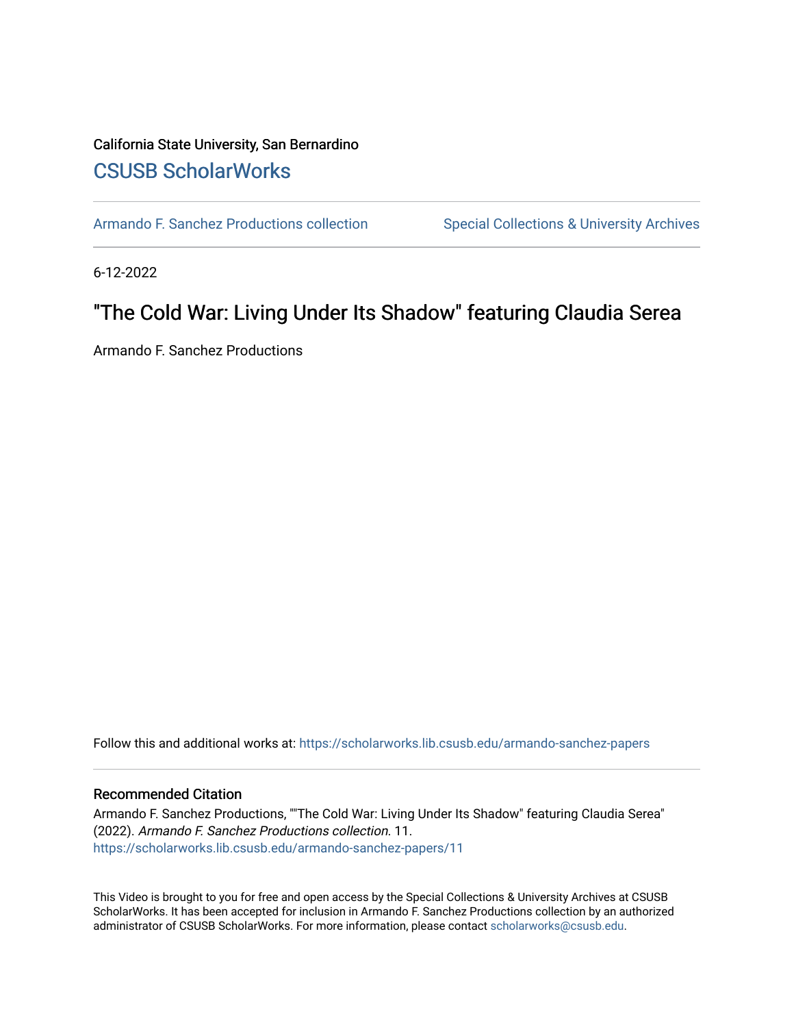California State University, San Bernardino

## CSUSB ScholarWorks

Armando F. Sanchez Productions collection | Special Collections & University Archives

6-12-2022

# "The Cold War: Living Under Its Shadow" featuring Claudia Serea

Armando F. Sanchez Productions

Follow this and additional works at: https://scholarworks.lib.csusb.edu/armando-sanchez-papers

### Recommended Citation

Armando F. Sanchez Productions, ""The Cold War: Living Under Its Shadow" featuring Claudia Serea" (2022). *Armando F. Sanchez Productions collection*. 11.
https://scholarworks.lib.csusb.edu/armando-sanchez-papers/11

This Video is brought to you for free and open access by the Special Collections & University Archives at CSUSB ScholarWorks. It has been accepted for inclusion in Armando F. Sanchez Productions collection by an authorized administrator of CSUSB ScholarWorks. For more information, please contact scholarworks@csusb.edu.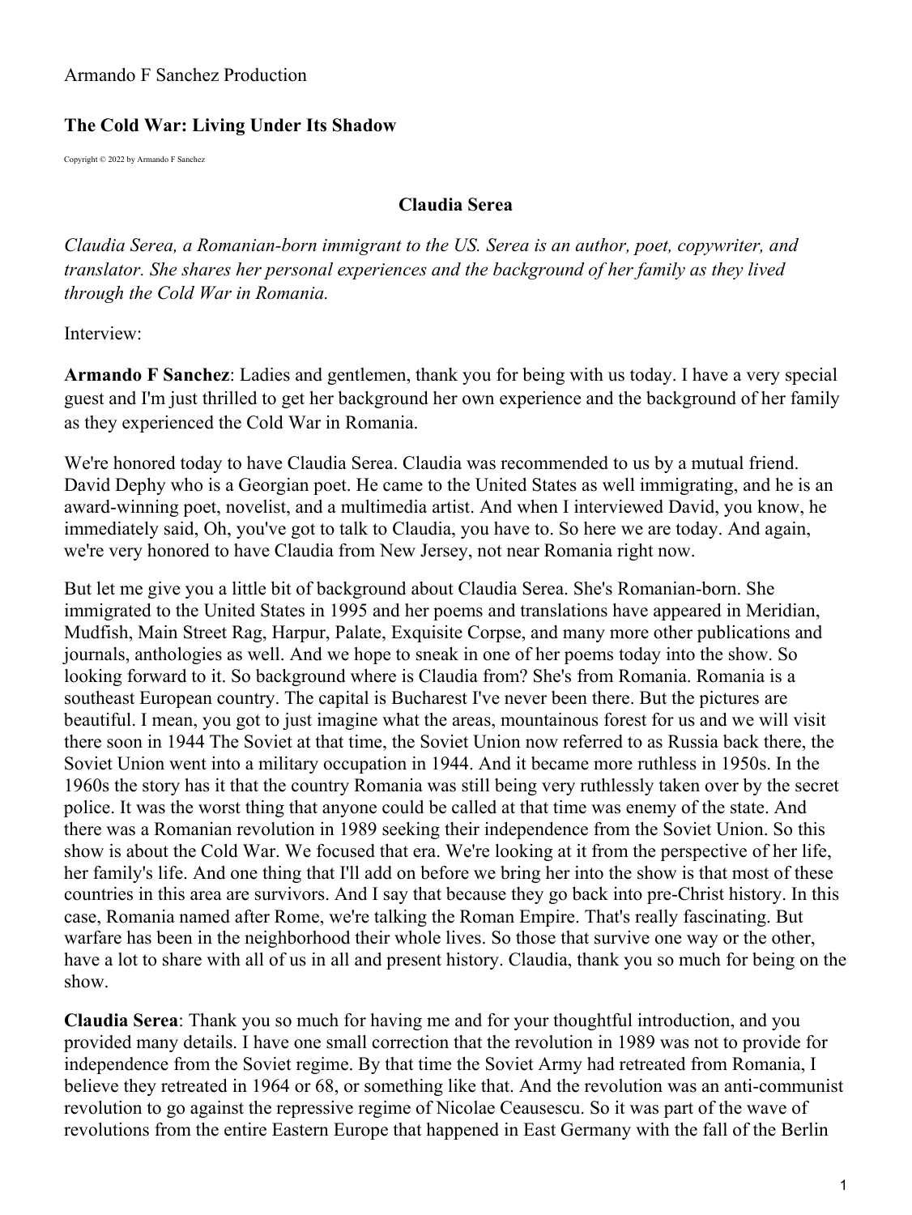Armando F Sanchez Production

## The Cold War: Living Under Its Shadow

Copyright © 2022 by Armando F Sanchez

### Claudia Serea

*Claudia Serea, a Romanian-born immigrant to the US. Serea is an author, poet, copywriter, and translator. She shares her personal experiences and the background of her family as they lived through the Cold War in Romania.*

Interview:

**Armando F Sanchez**: Ladies and gentlemen, thank you for being with us today. I have a very special guest and I'm just thrilled to get her background her own experience and the background of her family as they experienced the Cold War in Romania.

We're honored today to have Claudia Serea. Claudia was recommended to us by a mutual friend. David Dephy who is a Georgian poet. He came to the United States as well immigrating, and he is an award-winning poet, novelist, and a multimedia artist. And when I interviewed David, you know, he immediately said, Oh, you've got to talk to Claudia, you have to. So here we are today. And again, we're very honored to have Claudia from New Jersey, not near Romania right now.

But let me give you a little bit of background about Claudia Serea. She's Romanian-born. She immigrated to the United States in 1995 and her poems and translations have appeared in Meridian, Mudfish, Main Street Rag, Harpur, Palate, Exquisite Corpse, and many more other publications and journals, anthologies as well. And we hope to sneak in one of her poems today into the show. So looking forward to it. So background where is Claudia from? She's from Romania. Romania is a southeast European country. The capital is Bucharest I've never been there. But the pictures are beautiful. I mean, you got to just imagine what the areas, mountainous forest for us and we will visit there soon in 1944 The Soviet at that time, the Soviet Union now referred to as Russia back there, the Soviet Union went into a military occupation in 1944. And it became more ruthless in 1950s. In the 1960s the story has it that the country Romania was still being very ruthlessly taken over by the secret police. It was the worst thing that anyone could be called at that time was enemy of the state. And there was a Romanian revolution in 1989 seeking their independence from the Soviet Union. So this show is about the Cold War. We focused that era. We're looking at it from the perspective of her life, her family's life. And one thing that I'll add on before we bring her into the show is that most of these countries in this area are survivors. And I say that because they go back into pre-Christ history. In this case, Romania named after Rome, we're talking the Roman Empire. That's really fascinating. But warfare has been in the neighborhood their whole lives. So those that survive one way or the other, have a lot to share with all of us in all and present history. Claudia, thank you so much for being on the show.

**Claudia Serea**: Thank you so much for having me and for your thoughtful introduction, and you provided many details. I have one small correction that the revolution in 1989 was not to provide for independence from the Soviet regime. By that time the Soviet Army had retreated from Romania, I believe they retreated in 1964 or 68, or something like that. And the revolution was an anti-communist revolution to go against the repressive regime of Nicolae Ceausescu. So it was part of the wave of revolutions from the entire Eastern Europe that happened in East Germany with the fall of the Berlin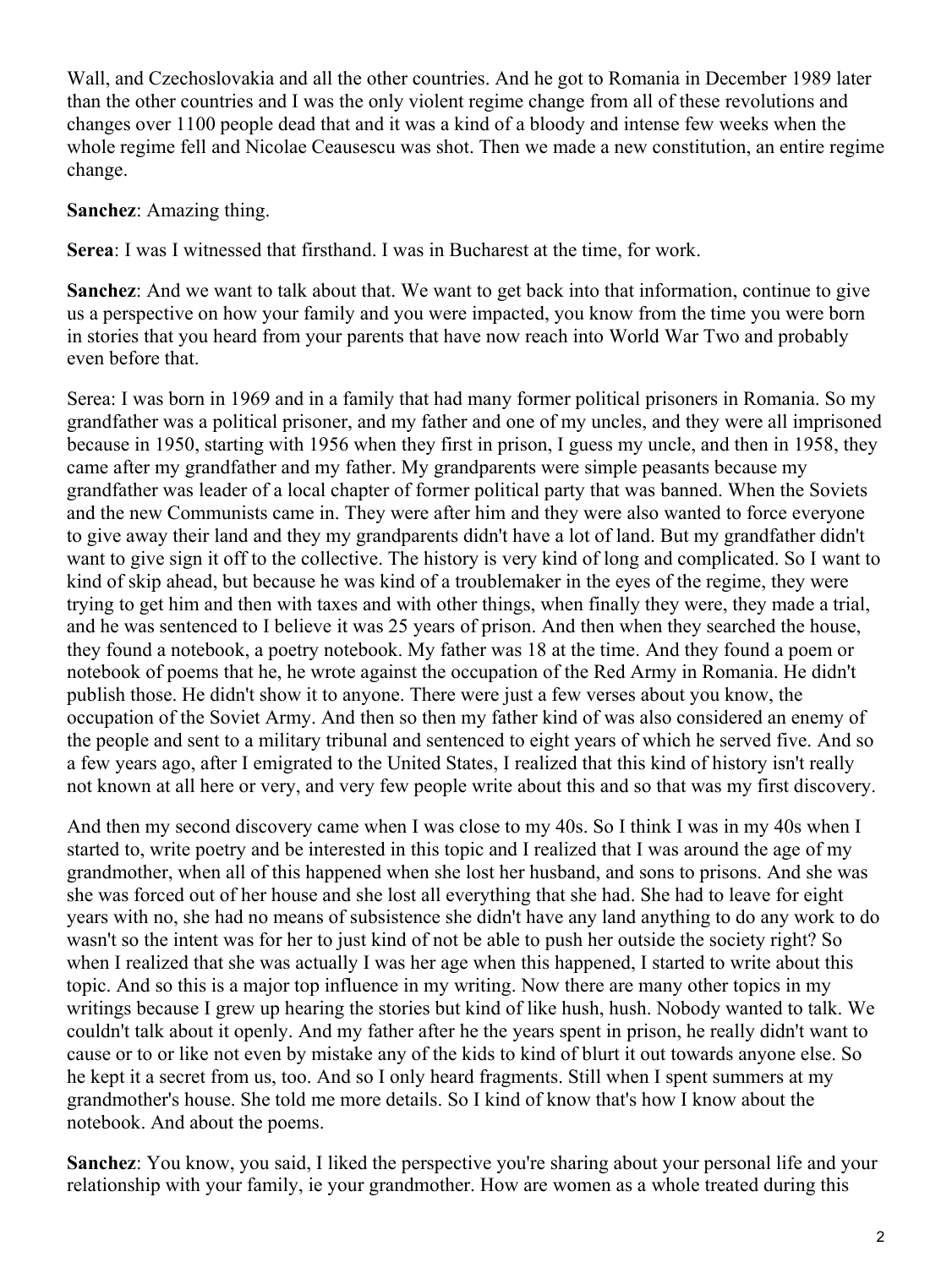Wall, and Czechoslovakia and all the other countries. And he got to Romania in December 1989 later than the other countries and I was the only violent regime change from all of these revolutions and changes over 1100 people dead that and it was a kind of a bloody and intense few weeks when the whole regime fell and Nicolae Ceausescu was shot. Then we made a new constitution, an entire regime change.

**Sanchez**: Amazing thing.

**Serea**: I was I witnessed that firsthand. I was in Bucharest at the time, for work.

**Sanchez**: And we want to talk about that. We want to get back into that information, continue to give us a perspective on how your family and you were impacted, you know from the time you were born in stories that you heard from your parents that have now reach into World War Two and probably even before that.

Serea: I was born in 1969 and in a family that had many former political prisoners in Romania. So my grandfather was a political prisoner, and my father and one of my uncles, and they were all imprisoned because in 1950, starting with 1956 when they first in prison, I guess my uncle, and then in 1958, they came after my grandfather and my father. My grandparents were simple peasants because my grandfather was leader of a local chapter of former political party that was banned. When the Soviets and the new Communists came in. They were after him and they were also wanted to force everyone to give away their land and they my grandparents didn't have a lot of land. But my grandfather didn't want to give sign it off to the collective. The history is very kind of long and complicated. So I want to kind of skip ahead, but because he was kind of a troublemaker in the eyes of the regime, they were trying to get him and then with taxes and with other things, when finally they were, they made a trial, and he was sentenced to I believe it was 25 years of prison. And then when they searched the house, they found a notebook, a poetry notebook. My father was 18 at the time. And they found a poem or notebook of poems that he, he wrote against the occupation of the Red Army in Romania. He didn't publish those. He didn't show it to anyone. There were just a few verses about you know, the occupation of the Soviet Army. And then so then my father kind of was also considered an enemy of the people and sent to a military tribunal and sentenced to eight years of which he served five. And so a few years ago, after I emigrated to the United States, I realized that this kind of history isn't really not known at all here or very, and very few people write about this and so that was my first discovery.

And then my second discovery came when I was close to my 40s. So I think I was in my 40s when I started to, write poetry and be interested in this topic and I realized that I was around the age of my grandmother, when all of this happened when she lost her husband, and sons to prisons. And she was she was forced out of her house and she lost all everything that she had. She had to leave for eight years with no, she had no means of subsistence she didn't have any land anything to do any work to do wasn't so the intent was for her to just kind of not be able to push her outside the society right? So when I realized that she was actually I was her age when this happened, I started to write about this topic. And so this is a major top influence in my writing. Now there are many other topics in my writings because I grew up hearing the stories but kind of like hush, hush. Nobody wanted to talk. We couldn't talk about it openly. And my father after he the years spent in prison, he really didn't want to cause or to or like not even by mistake any of the kids to kind of blurt it out towards anyone else. So he kept it a secret from us, too. And so I only heard fragments. Still when I spent summers at my grandmother's house. She told me more details. So I kind of know that's how I know about the notebook. And about the poems.

**Sanchez**: You know, you said, I liked the perspective you're sharing about your personal life and your relationship with your family, ie your grandmother. How are women as a whole treated during this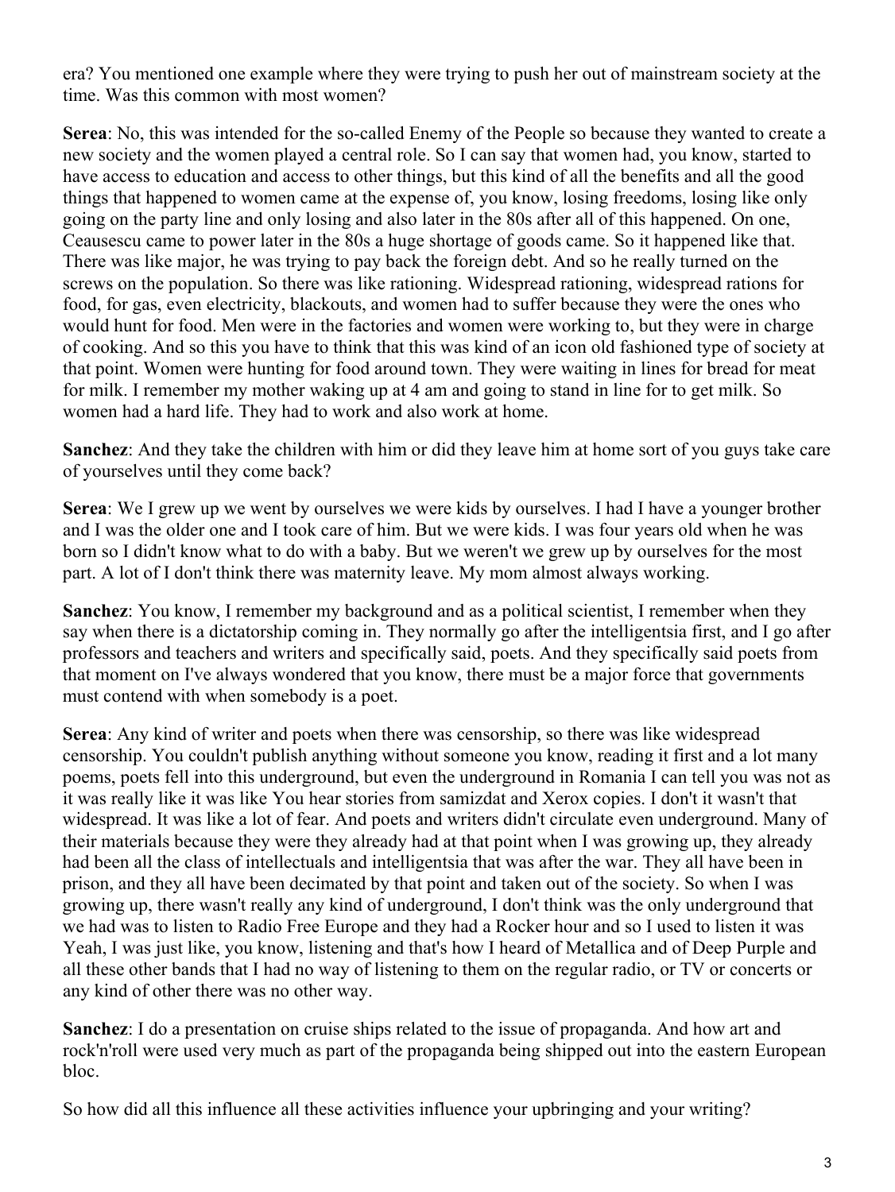era? You mentioned one example where they were trying to push her out of mainstream society at the time. Was this common with most women?

**Serea**: No, this was intended for the so-called Enemy of the People so because they wanted to create a new society and the women played a central role. So I can say that women had, you know, started to have access to education and access to other things, but this kind of all the benefits and all the good things that happened to women came at the expense of, you know, losing freedoms, losing like only going on the party line and only losing and also later in the 80s after all of this happened. On one, Ceausescu came to power later in the 80s a huge shortage of goods came. So it happened like that. There was like major, he was trying to pay back the foreign debt. And so he really turned on the screws on the population. So there was like rationing. Widespread rationing, widespread rations for food, for gas, even electricity, blackouts, and women had to suffer because they were the ones who would hunt for food. Men were in the factories and women were working to, but they were in charge of cooking. And so this you have to think that this was kind of an icon old fashioned type of society at that point. Women were hunting for food around town. They were waiting in lines for bread for meat for milk. I remember my mother waking up at 4 am and going to stand in line for to get milk. So women had a hard life. They had to work and also work at home.

**Sanchez**: And they take the children with him or did they leave him at home sort of you guys take care of yourselves until they come back?

**Serea**: We I grew up we went by ourselves we were kids by ourselves. I had I have a younger brother and I was the older one and I took care of him. But we were kids. I was four years old when he was born so I didn't know what to do with a baby. But we weren't we grew up by ourselves for the most part. A lot of I don't think there was maternity leave. My mom almost always working.

**Sanchez**: You know, I remember my background and as a political scientist, I remember when they say when there is a dictatorship coming in. They normally go after the intelligentsia first, and I go after professors and teachers and writers and specifically said, poets. And they specifically said poets from that moment on I've always wondered that you know, there must be a major force that governments must contend with when somebody is a poet.

**Serea**: Any kind of writer and poets when there was censorship, so there was like widespread censorship. You couldn't publish anything without someone you know, reading it first and a lot many poems, poets fell into this underground, but even the underground in Romania I can tell you was not as it was really like it was like You hear stories from samizdat and Xerox copies. I don't it wasn't that widespread. It was like a lot of fear. And poets and writers didn't circulate even underground. Many of their materials because they were they already had at that point when I was growing up, they already had been all the class of intellectuals and intelligentsia that was after the war. They all have been in prison, and they all have been decimated by that point and taken out of the society. So when I was growing up, there wasn't really any kind of underground, I don't think was the only underground that we had was to listen to Radio Free Europe and they had a Rocker hour and so I used to listen it was Yeah, I was just like, you know, listening and that's how I heard of Metallica and of Deep Purple and all these other bands that I had no way of listening to them on the regular radio, or TV or concerts or any kind of other there was no other way.

**Sanchez**: I do a presentation on cruise ships related to the issue of propaganda. And how art and rock'n'roll were used very much as part of the propaganda being shipped out into the eastern European bloc.

So how did all this influence all these activities influence your upbringing and your writing?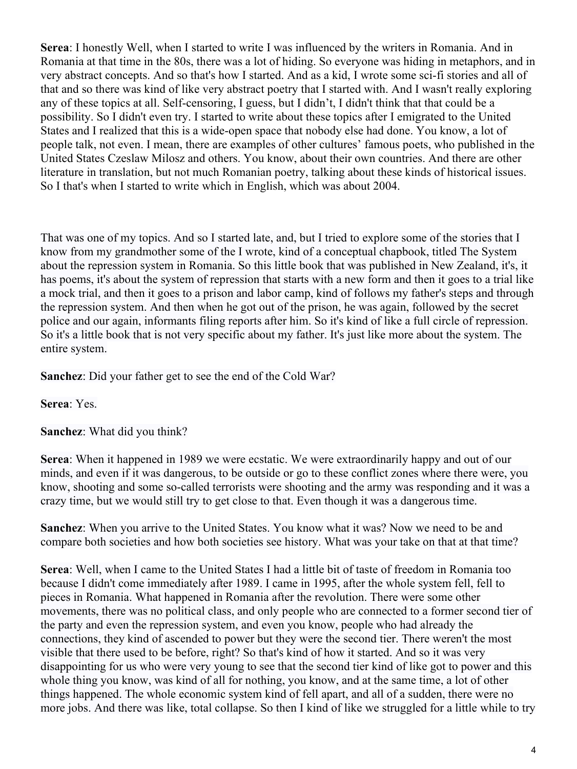**Serea**: I honestly Well, when I started to write I was influenced by the writers in Romania. And in Romania at that time in the 80s, there was a lot of hiding. So everyone was hiding in metaphors, and in very abstract concepts. And so that's how I started. And as a kid, I wrote some sci-fi stories and all of that and so there was kind of like very abstract poetry that I started with. And I wasn't really exploring any of these topics at all. Self-censoring, I guess, but I didn't, I didn't think that that could be a possibility. So I didn't even try. I started to write about these topics after I emigrated to the United States and I realized that this is a wide-open space that nobody else had done. You know, a lot of people talk, not even. I mean, there are examples of other cultures' famous poets, who published in the United States Czeslaw Milosz and others. You know, about their own countries. And there are other literature in translation, but not much Romanian poetry, talking about these kinds of historical issues. So I that's when I started to write which in English, which was about 2004.

That was one of my topics. And so I started late, and, but I tried to explore some of the stories that I know from my grandmother some of the I wrote, kind of a conceptual chapbook, titled The System about the repression system in Romania. So this little book that was published in New Zealand, it's, it has poems, it's about the system of repression that starts with a new form and then it goes to a trial like a mock trial, and then it goes to a prison and labor camp, kind of follows my father's steps and through the repression system. And then when he got out of the prison, he was again, followed by the secret police and our again, informants filing reports after him. So it's kind of like a full circle of repression. So it's a little book that is not very specific about my father. It's just like more about the system. The entire system.

**Sanchez**: Did your father get to see the end of the Cold War?

**Serea**: Yes.

**Sanchez**: What did you think?

**Serea**: When it happened in 1989 we were ecstatic. We were extraordinarily happy and out of our minds, and even if it was dangerous, to be outside or go to these conflict zones where there were, you know, shooting and some so-called terrorists were shooting and the army was responding and it was a crazy time, but we would still try to get close to that. Even though it was a dangerous time.

**Sanchez**: When you arrive to the United States. You know what it was? Now we need to be and compare both societies and how both societies see history. What was your take on that at that time?

**Serea**: Well, when I came to the United States I had a little bit of taste of freedom in Romania too because I didn't come immediately after 1989. I came in 1995, after the whole system fell, fell to pieces in Romania. What happened in Romania after the revolution. There were some other movements, there was no political class, and only people who are connected to a former second tier of the party and even the repression system, and even you know, people who had already the connections, they kind of ascended to power but they were the second tier. There weren't the most visible that there used to be before, right? So that's kind of how it started. And so it was very disappointing for us who were very young to see that the second tier kind of like got to power and this whole thing you know, was kind of all for nothing, you know, and at the same time, a lot of other things happened. The whole economic system kind of fell apart, and all of a sudden, there were no more jobs. And there was like, total collapse. So then I kind of like we struggled for a little while to try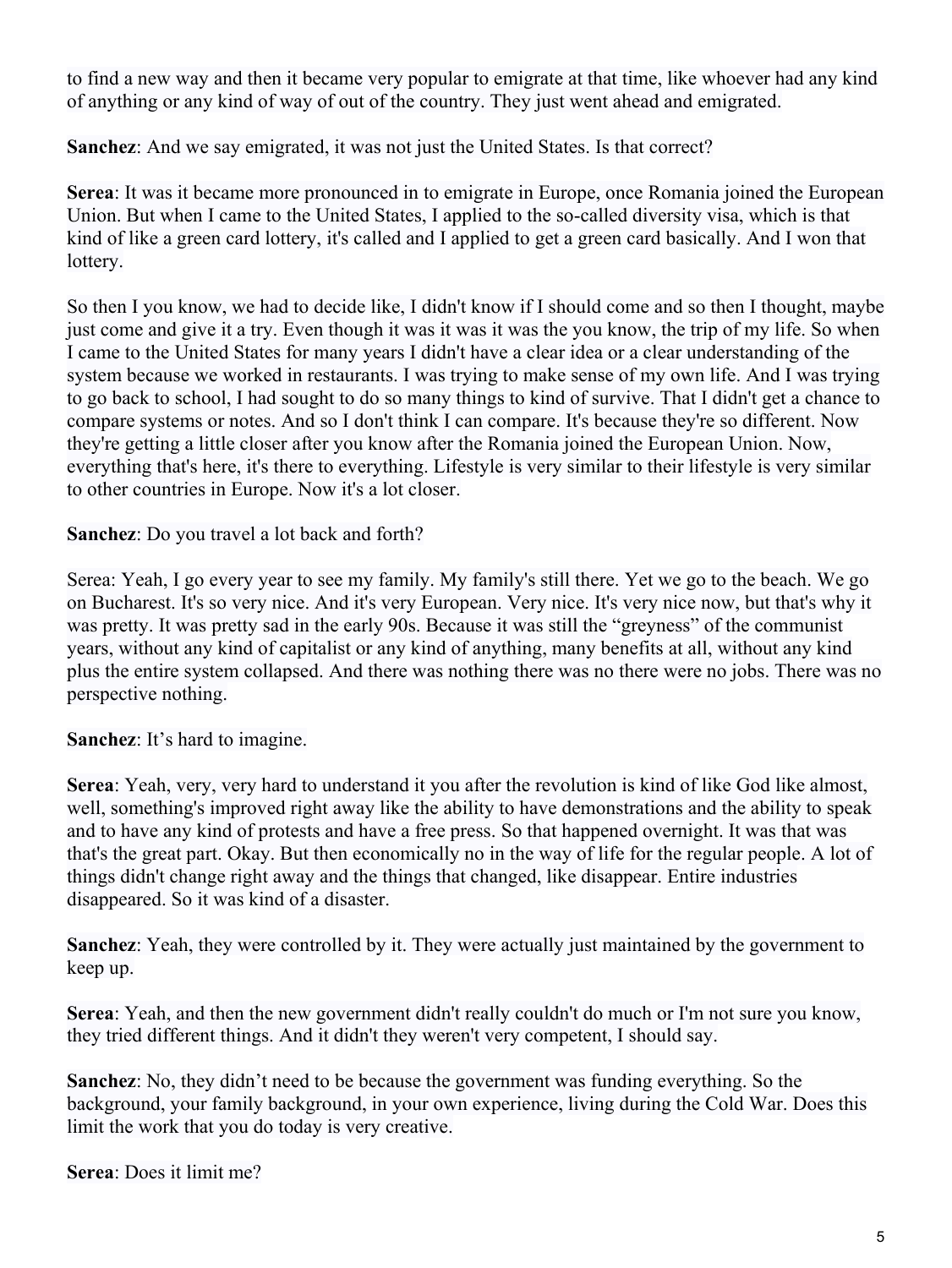to find a new way and then it became very popular to emigrate at that time, like whoever had any kind of anything or any kind of way of out of the country. They just went ahead and emigrated.

**Sanchez**: And we say emigrated, it was not just the United States. Is that correct?

**Serea**: It was it became more pronounced in to emigrate in Europe, once Romania joined the European Union. But when I came to the United States, I applied to the so-called diversity visa, which is that kind of like a green card lottery, it's called and I applied to get a green card basically. And I won that lottery.

So then I you know, we had to decide like, I didn't know if I should come and so then I thought, maybe just come and give it a try. Even though it was it was it was the you know, the trip of my life. So when I came to the United States for many years I didn't have a clear idea or a clear understanding of the system because we worked in restaurants. I was trying to make sense of my own life. And I was trying to go back to school, I had sought to do so many things to kind of survive. That I didn't get a chance to compare systems or notes. And so I don't think I can compare. It's because they're so different. Now they're getting a little closer after you know after the Romania joined the European Union. Now, everything that's here, it's there to everything. Lifestyle is very similar to their lifestyle is very similar to other countries in Europe. Now it's a lot closer.

**Sanchez**: Do you travel a lot back and forth?

Serea: Yeah, I go every year to see my family. My family's still there. Yet we go to the beach. We go on Bucharest. It's so very nice. And it's very European. Very nice. It's very nice now, but that's why it was pretty. It was pretty sad in the early 90s. Because it was still the "greyness" of the communist years, without any kind of capitalist or any kind of anything, many benefits at all, without any kind plus the entire system collapsed. And there was nothing there was no there were no jobs. There was no perspective nothing.

**Sanchez**: It's hard to imagine.

**Serea**: Yeah, very, very hard to understand it you after the revolution is kind of like God like almost, well, something's improved right away like the ability to have demonstrations and the ability to speak and to have any kind of protests and have a free press. So that happened overnight. It was that was that's the great part. Okay. But then economically no in the way of life for the regular people. A lot of things didn't change right away and the things that changed, like disappear. Entire industries disappeared. So it was kind of a disaster.

**Sanchez**: Yeah, they were controlled by it. They were actually just maintained by the government to keep up.

**Serea**: Yeah, and then the new government didn't really couldn't do much or I'm not sure you know, they tried different things. And it didn't they weren't very competent, I should say.

**Sanchez**: No, they didn't need to be because the government was funding everything. So the background, your family background, in your own experience, living during the Cold War. Does this limit the work that you do today is very creative.

**Serea**: Does it limit me?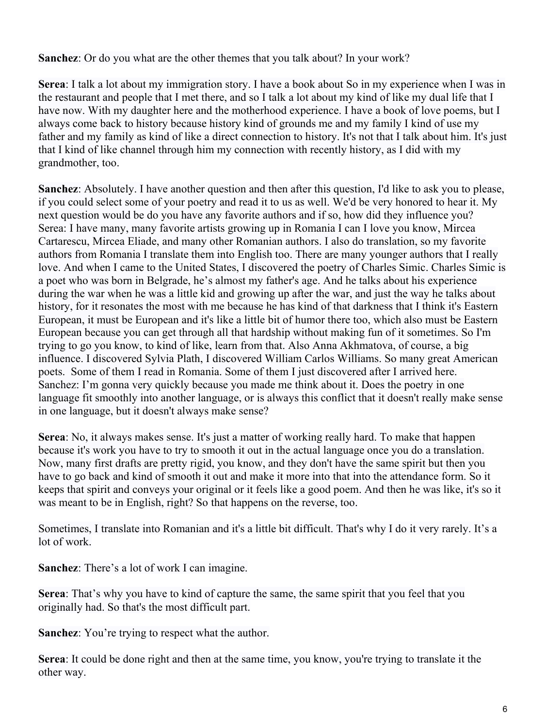**Sanchez**: Or do you what are the other themes that you talk about? In your work?

**Serea**: I talk a lot about my immigration story. I have a book about So in my experience when I was in the restaurant and people that I met there, and so I talk a lot about my kind of like my dual life that I have now. With my daughter here and the motherhood experience. I have a book of love poems, but I always come back to history because history kind of grounds me and my family I kind of use my father and my family as kind of like a direct connection to history. It's not that I talk about him. It's just that I kind of like channel through him my connection with recently history, as I did with my grandmother, too.

**Sanchez**: Absolutely. I have another question and then after this question, I'd like to ask you to please, if you could select some of your poetry and read it to us as well. We'd be very honored to hear it. My next question would be do you have any favorite authors and if so, how did they influence you?
Serea: I have many, many favorite artists growing up in Romania I can I love you know, Mircea Cartarescu, Mircea Eliade, and many other Romanian authors. I also do translation, so my favorite authors from Romania I translate them into English too. There are many younger authors that I really love. And when I came to the United States, I discovered the poetry of Charles Simic. Charles Simic is a poet who was born in Belgrade, he's almost my father's age. And he talks about his experience during the war when he was a little kid and growing up after the war, and just the way he talks about history, for it resonates the most with me because he has kind of that darkness that I think it's Eastern European, it must be European and it's like a little bit of humor there too, which also must be Eastern European because you can get through all that hardship without making fun of it sometimes. So I'm trying to go you know, to kind of like, learn from that. Also Anna Akhmatova, of course, a big influence. I discovered Sylvia Plath, I discovered William Carlos Williams. So many great American poets. Some of them I read in Romania. Some of them I just discovered after I arrived here.
Sanchez: I'm gonna very quickly because you made me think about it. Does the poetry in one language fit smoothly into another language, or is always this conflict that it doesn't really make sense in one language, but it doesn't always make sense?

**Serea**: No, it always makes sense. It's just a matter of working really hard. To make that happen because it's work you have to try to smooth it out in the actual language once you do a translation. Now, many first drafts are pretty rigid, you know, and they don't have the same spirit but then you have to go back and kind of smooth it out and make it more into that into the attendance form. So it keeps that spirit and conveys your original or it feels like a good poem. And then he was like, it's so it was meant to be in English, right? So that happens on the reverse, too.

Sometimes, I translate into Romanian and it's a little bit difficult. That's why I do it very rarely. It's a lot of work.

**Sanchez**: There's a lot of work I can imagine.

**Serea**: That's why you have to kind of capture the same, the same spirit that you feel that you originally had. So that's the most difficult part.

**Sanchez**: You're trying to respect what the author.

**Serea**: It could be done right and then at the same time, you know, you're trying to translate it the other way.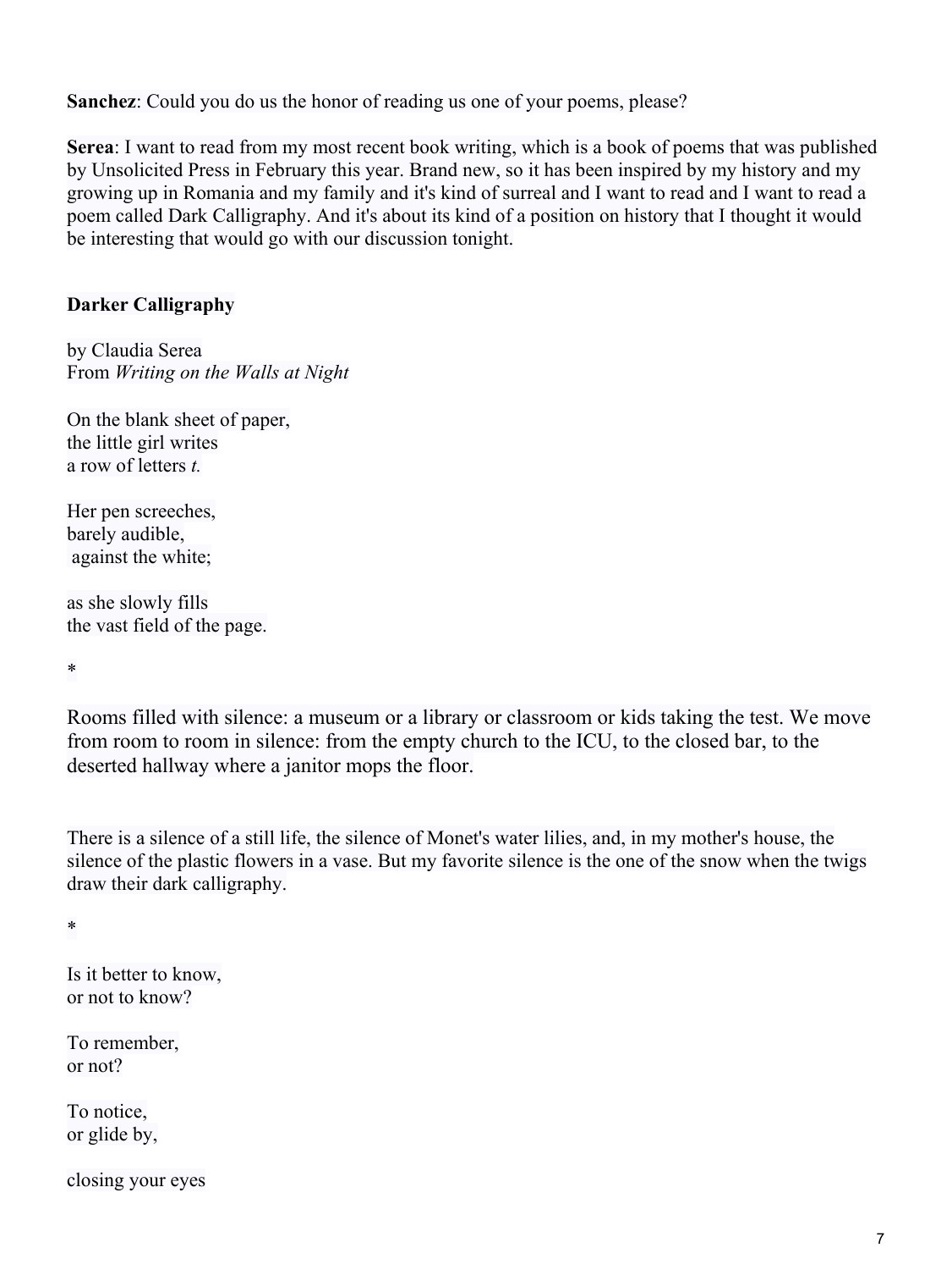**Sanchez**: Could you do us the honor of reading us one of your poems, please?

**Serea**: I want to read from my most recent book writing, which is a book of poems that was published by Unsolicited Press in February this year. Brand new, so it has been inspired by my history and my growing up in Romania and my family and it's kind of surreal and I want to read and I want to read a poem called Dark Calligraphy. And it's about its kind of a position on history that I thought it would be interesting that would go with our discussion tonight.

**Darker Calligraphy**

by Claudia Serea  
From *Writing on the Walls at Night*

On the blank sheet of paper,  
the little girl writes  
a row of letters *t.*

Her pen screeches,  
barely audible,  
against the white;

as she slowly fills  
the vast field of the page.

*

Rooms filled with silence: a museum or a library or classroom or kids taking the test. We move from room to room in silence: from the empty church to the ICU, to the closed bar, to the deserted hallway where a janitor mops the floor.

There is a silence of a still life, the silence of Monet's water lilies, and, in my mother's house, the silence of the plastic flowers in a vase. But my favorite silence is the one of the snow when the twigs draw their dark calligraphy.

*

Is it better to know,  
or not to know?

To remember,  
or not?

To notice,  
or glide by,

closing your eyes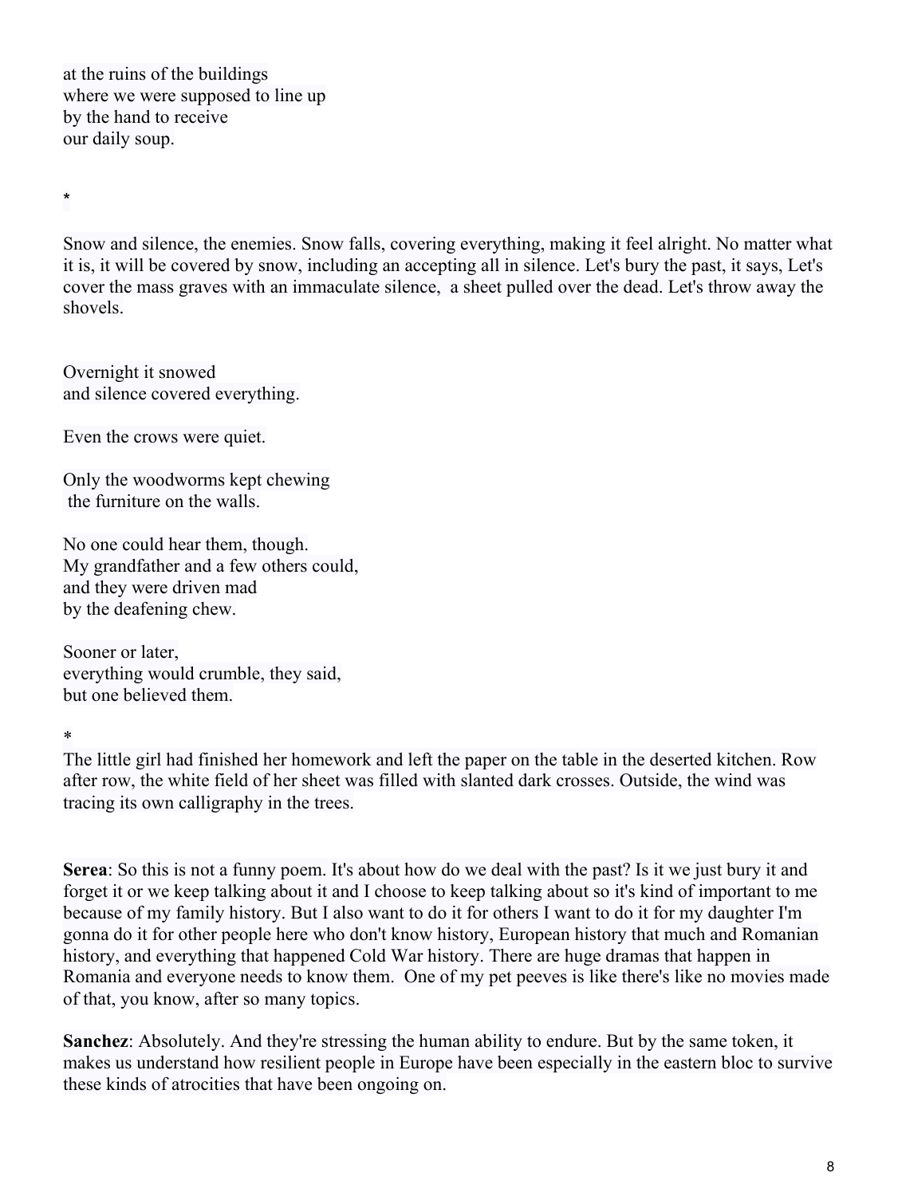at the ruins of the buildings
where we were supposed to line up
by the hand to receive
our daily soup.

*

Snow and silence, the enemies. Snow falls, covering everything, making it feel alright. No matter what it is, it will be covered by snow, including an accepting all in silence. Let's bury the past, it says, Let's cover the mass graves with an immaculate silence,  a sheet pulled over the dead. Let's throw away the shovels.

Overnight it snowed
and silence covered everything.

Even the crows were quiet.

Only the woodworms kept chewing
 the furniture on the walls.

No one could hear them, though.
My grandfather and a few others could,
and they were driven mad
by the deafening chew.

Sooner or later,
everything would crumble, they said,
but one believed them.

*

The little girl had finished her homework and left the paper on the table in the deserted kitchen. Row after row, the white field of her sheet was filled with slanted dark crosses. Outside, the wind was tracing its own calligraphy in the trees.

**Serea**: So this is not a funny poem. It's about how do we deal with the past? Is it we just bury it and forget it or we keep talking about it and I choose to keep talking about so it's kind of important to me because of my family history. But I also want to do it for others I want to do it for my daughter I'm gonna do it for other people here who don't know history, European history that much and Romanian history, and everything that happened Cold War history. There are huge dramas that happen in Romania and everyone needs to know them.  One of my pet peeves is like there's like no movies made of that, you know, after so many topics.

**Sanchez**: Absolutely. And they're stressing the human ability to endure. But by the same token, it makes us understand how resilient people in Europe have been especially in the eastern bloc to survive these kinds of atrocities that have been ongoing on.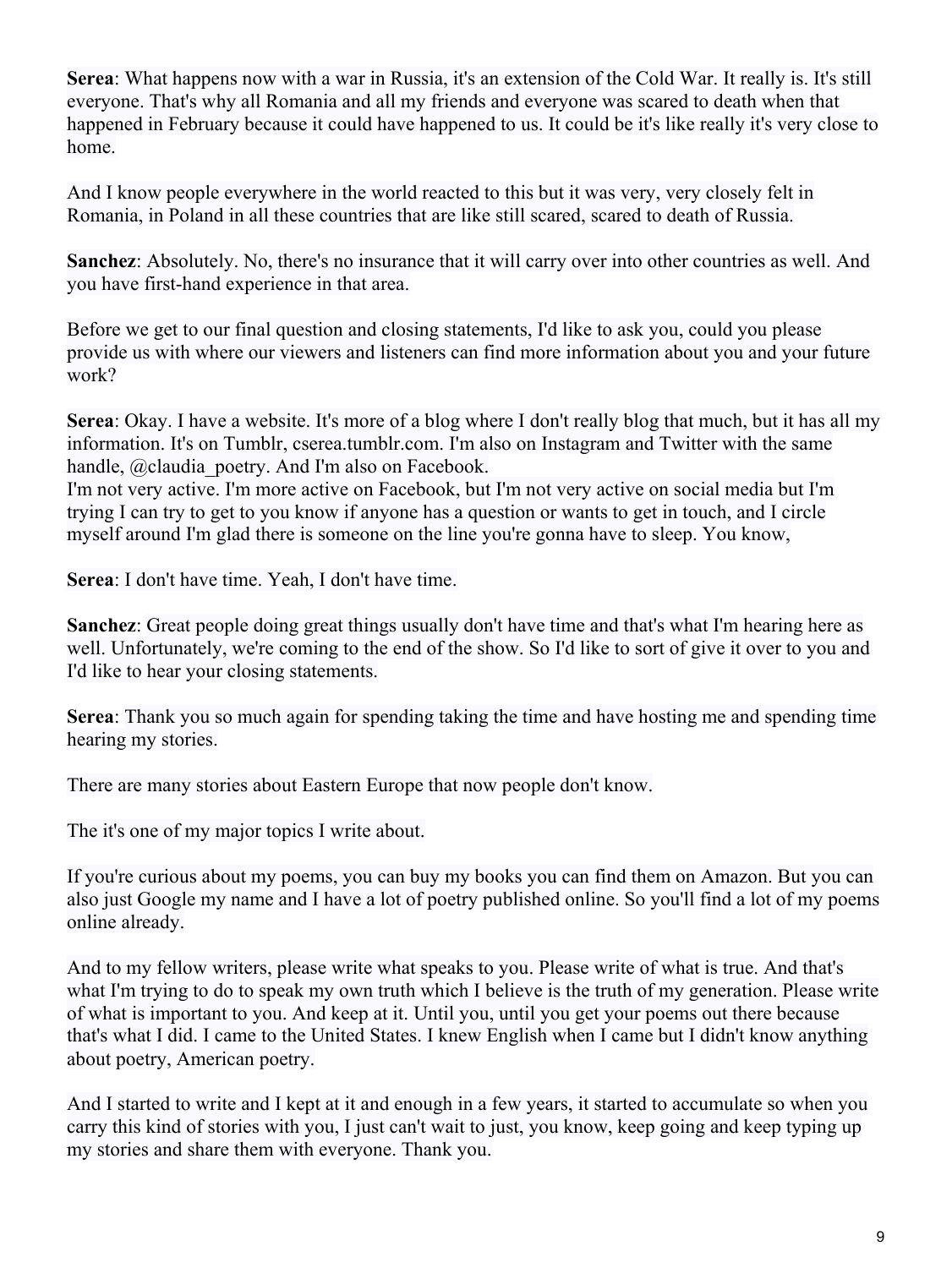**Serea**: What happens now with a war in Russia, it's an extension of the Cold War. It really is. It's still everyone. That's why all Romania and all my friends and everyone was scared to death when that happened in February because it could have happened to us. It could be it's like really it's very close to home.

And I know people everywhere in the world reacted to this but it was very, very closely felt in Romania, in Poland in all these countries that are like still scared, scared to death of Russia.

**Sanchez**: Absolutely. No, there's no insurance that it will carry over into other countries as well. And you have first-hand experience in that area.

Before we get to our final question and closing statements, I'd like to ask you, could you please provide us with where our viewers and listeners can find more information about you and your future work?

**Serea**: Okay. I have a website. It's more of a blog where I don't really blog that much, but it has all my information. It's on Tumblr, cserea.tumblr.com. I'm also on Instagram and Twitter with the same handle, @claudia_poetry. And I'm also on Facebook.
I'm not very active. I'm more active on Facebook, but I'm not very active on social media but I'm trying I can try to get to you know if anyone has a question or wants to get in touch, and I circle myself around I'm glad there is someone on the line you're gonna have to sleep. You know,

**Serea**: I don't have time. Yeah, I don't have time.

**Sanchez**: Great people doing great things usually don't have time and that's what I'm hearing here as well. Unfortunately, we're coming to the end of the show. So I'd like to sort of give it over to you and I'd like to hear your closing statements.

**Serea**: Thank you so much again for spending taking the time and have hosting me and spending time hearing my stories.

There are many stories about Eastern Europe that now people don't know.

The it's one of my major topics I write about.

If you're curious about my poems, you can buy my books you can find them on Amazon. But you can also just Google my name and I have a lot of poetry published online. So you'll find a lot of my poems online already.

And to my fellow writers, please write what speaks to you. Please write of what is true. And that's what I'm trying to do to speak my own truth which I believe is the truth of my generation. Please write of what is important to you. And keep at it. Until you, until you get your poems out there because that's what I did. I came to the United States. I knew English when I came but I didn't know anything about poetry, American poetry.

And I started to write and I kept at it and enough in a few years, it started to accumulate so when you carry this kind of stories with you, I just can't wait to just, you know, keep going and keep typing up my stories and share them with everyone. Thank you.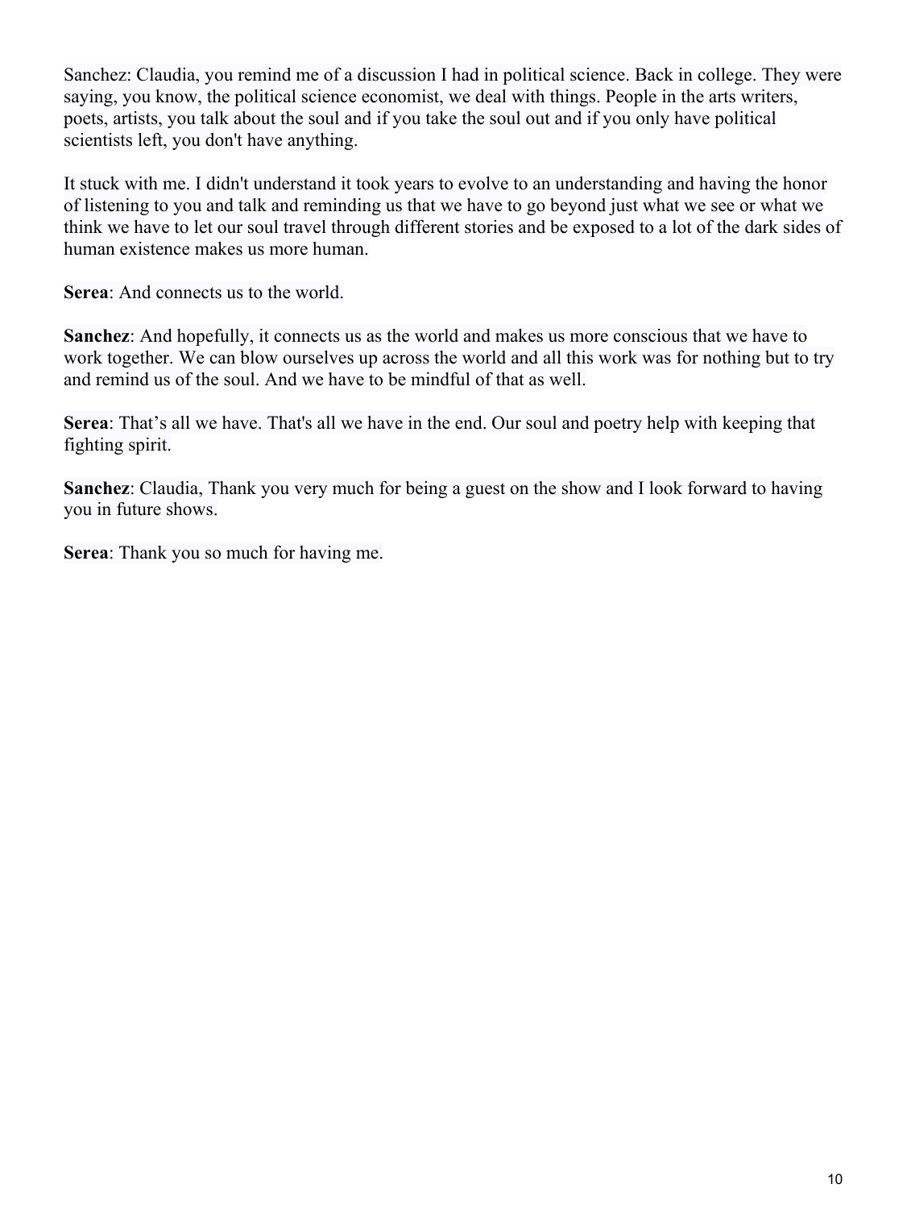Sanchez: Claudia, you remind me of a discussion I had in political science. Back in college. They were saying, you know, the political science economist, we deal with things. People in the arts writers, poets, artists, you talk about the soul and if you take the soul out and if you only have political scientists left, you don't have anything.

It stuck with me. I didn't understand it took years to evolve to an understanding and having the honor of listening to you and talk and reminding us that we have to go beyond just what we see or what we think we have to let our soul travel through different stories and be exposed to a lot of the dark sides of human existence makes us more human.

**Serea**: And connects us to the world.

**Sanchez**: And hopefully, it connects us as the world and makes us more conscious that we have to work together. We can blow ourselves up across the world and all this work was for nothing but to try and remind us of the soul. And we have to be mindful of that as well.

**Serea**: That's all we have. That's all we have in the end. Our soul and poetry help with keeping that fighting spirit.

**Sanchez**: Claudia, Thank you very much for being a guest on the show and I look forward to having you in future shows.

**Serea**: Thank you so much for having me.